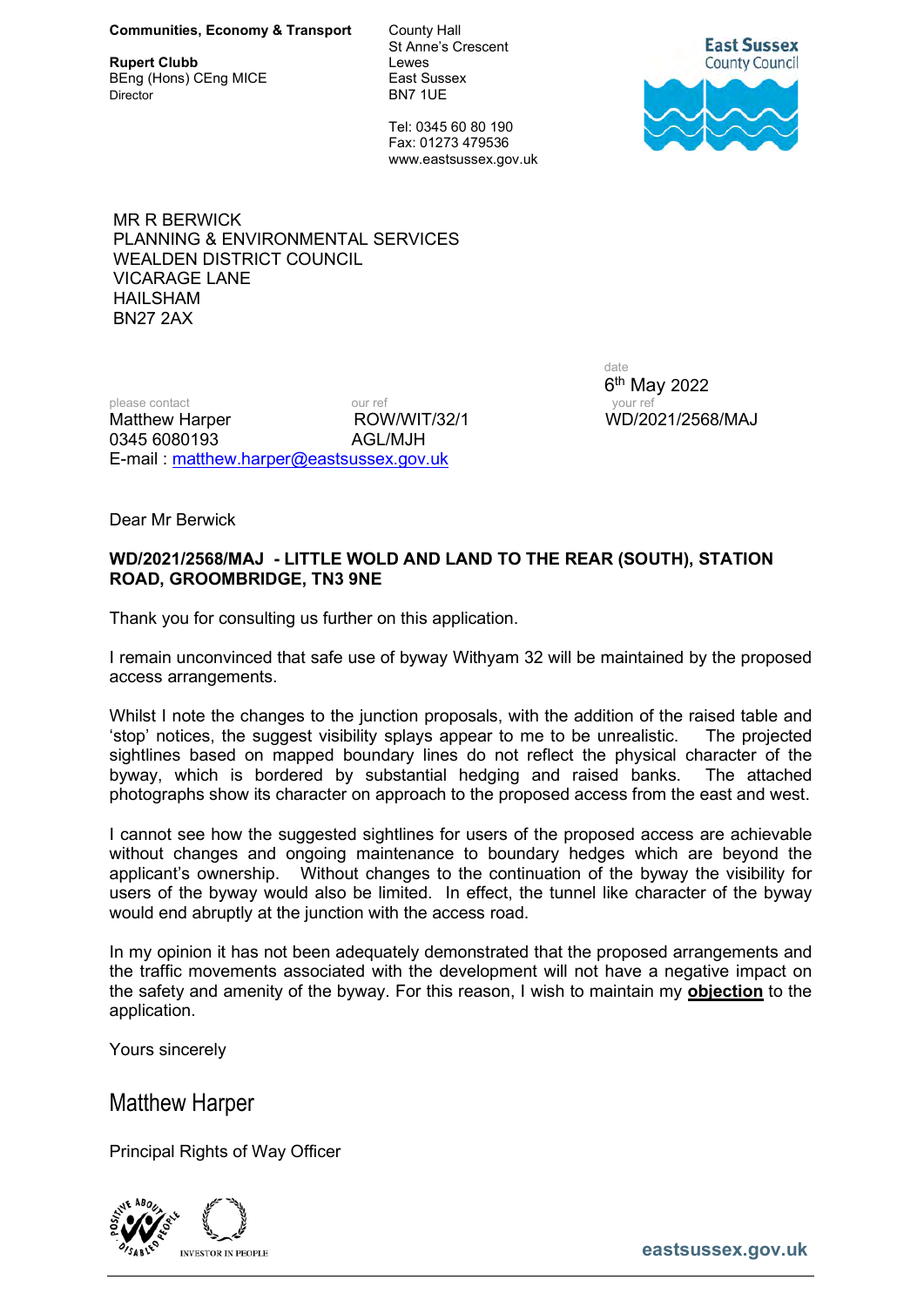**Communities, Economy & Transport**

**Rupert Clubb**
BEng (Hons) CEng MICE
Director

County Hall
St Anne's Crescent
Lewes
East Sussex
BN7 1UE

Tel: 0345 60 80 190
Fax: 01273 479536
www.eastsussex.gov.uk

East Sussex County Council

MR R BERWICK
PLANNING & ENVIRONMENTAL SERVICES
WEALDEN DISTRICT COUNCIL
VICARAGE LANE
HAILSHAM
BN27 2AX

date
6th May 2022

please contact
Matthew Harper
0345 6080193
E-mail : matthew.harper@eastsussex.gov.uk

our ref
ROW/WIT/32/1
AGL/MJH

your ref
WD/2021/2568/MAJ

Dear Mr Berwick

**WD/2021/2568/MAJ - LITTLE WOLD AND LAND TO THE REAR (SOUTH), STATION ROAD, GROOMBRIDGE, TN3 9NE**

Thank you for consulting us further on this application.

I remain unconvinced that safe use of byway Withyam 32 will be maintained by the proposed access arrangements.

Whilst I note the changes to the junction proposals, with the addition of the raised table and 'stop' notices, the suggest visibility splays appear to me to be unrealistic. The projected sightlines based on mapped boundary lines do not reflect the physical character of the byway, which is bordered by substantial hedging and raised banks. The attached photographs show its character on approach to the proposed access from the east and west.

I cannot see how the suggested sightlines for users of the proposed access are achievable without changes and ongoing maintenance to boundary hedges which are beyond the applicant's ownership. Without changes to the continuation of the byway the visibility for users of the byway would also be limited. In effect, the tunnel like character of the byway would end abruptly at the junction with the access road.

In my opinion it has not been adequately demonstrated that the proposed arrangements and the traffic movements associated with the development will not have a negative impact on the safety and amenity of the byway. For this reason, I wish to maintain my **objection** to the application.

Yours sincerely

Matthew Harper

Principal Rights of Way Officer

eastsussex.gov.uk